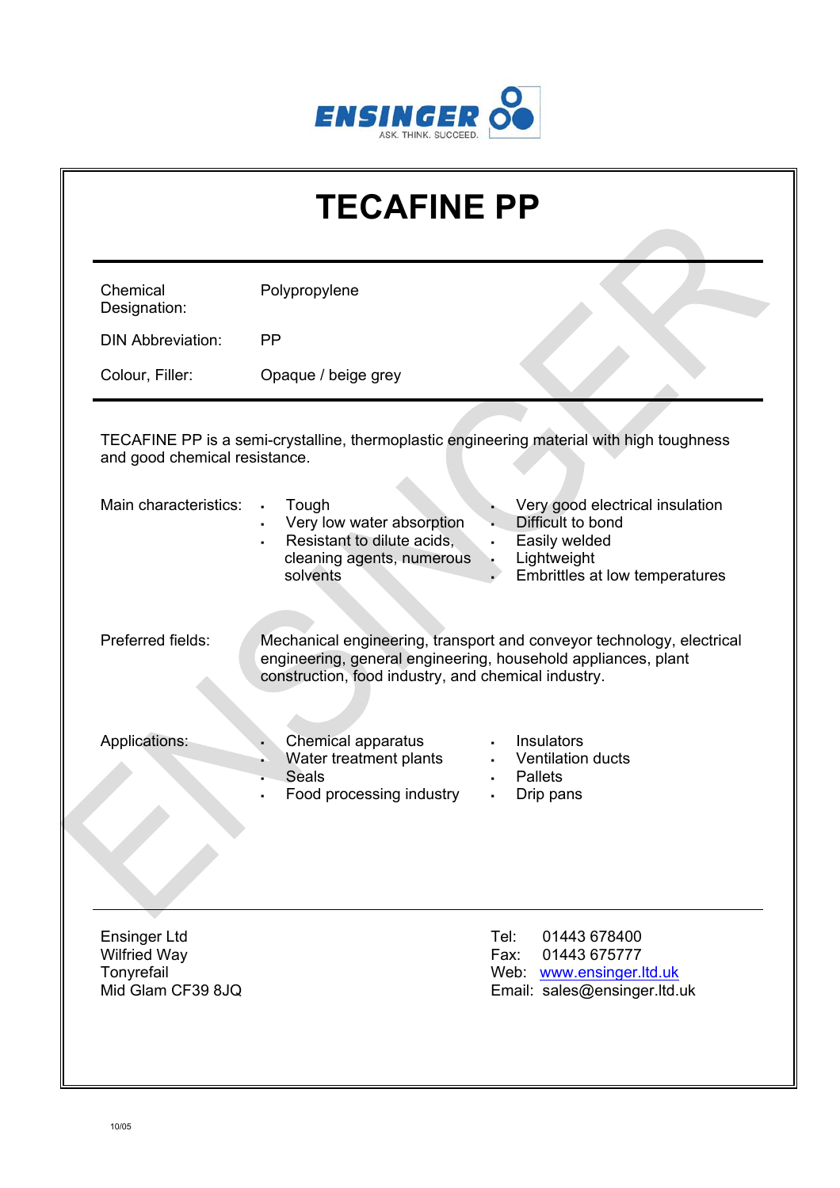ENSINGER
ASK. THINK. SUCCEED.

# TECAFINE PP

| | |
|---|---|
| Chemical Designation: | Polypropylene |
| DIN Abbreviation: | PP |
| Colour, Filler: | Opaque / beige grey |

TECAFINE PP is a semi-crystalline, thermoplastic engineering material with high toughness and good chemical resistance.

**Main characteristics:**

- Tough
- Very low water absorption
- Resistant to dilute acids, cleaning agents, numerous solvents
- Very good electrical insulation
- Difficult to bond
- Easily welded
- Lightweight
- Embrittles at low temperatures

**Preferred fields:** Mechanical engineering, transport and conveyor technology, electrical engineering, general engineering, household appliances, plant construction, food industry, and chemical industry.

**Applications:**

- Chemical apparatus
- Water treatment plants
- Seals
- Food processing industry
- Insulators
- Ventilation ducts
- Pallets
- Drip pans

Ensinger Ltd
Wilfried Way
Tonyrefail
Mid Glam CF39 8JQ

Tel: 01443 678400
Fax: 01443 675777
Web: www.ensinger.ltd.uk
Email: sales@ensinger.ltd.uk

10/05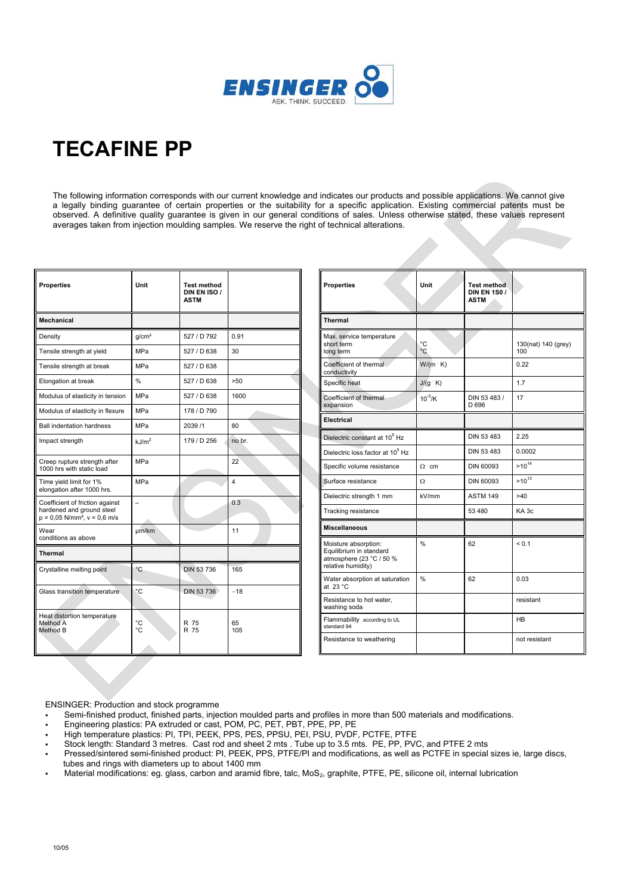ENSINGER
ASK. THINK. SUCCEED.

# TECAFINE PP

The following information corresponds with our current knowledge and indicates our products and possible applications. We cannot give a legally binding guarantee of certain properties or the suitability for a specific application. Existing commercial patents must be observed. A definitive quality guarantee is given in our general conditions of sales. Unless otherwise stated, these values represent averages taken from injection moulding samples. We reserve the right of technical alterations.

| Properties | Unit | Test method DIN EN ISO / ASTM | |
|---|---|---|---|
| **Mechanical** | | | |
| Density | g/cm³ | 527 / D 792 | 0.91 |
| Tensile strength at yield | MPa | 527 / D 638 | 30 |
| Tensile strength at break | MPa | 527 / D 638 | |
| Elongation at break | % | 527 / D 638 | >50 |
| Modulus of elasticity in tension | MPa | 527 / D 638 | 1600 |
| Modulus of elasticity in flexure | MPa | 178 / D 790 | |
| Ball indentation hardness | MPa | 2039 /1 | 80 |
| Impact strength | kJ/m² | 179 / D 256 | no br. |
| Creep rupture strength after 1000 hrs with static load | MPa | | 22 |
| Time yield limit for 1% elongation after 1000 hrs. | MPa | | 4 |
| Coefficient of friction against hardened and ground steel p = 0,05 N/mm², v = 0,6 m/s | – | | 0.3 |
| Wear conditions as above | µm/km | | 11 |
| **Thermal** | | | |
| Crystalline melting point | °C | DIN 53 736 | 165 |
| Glass transition temperature | °C | DIN 53 736 | −18 |
| Heat distortion temperature Method A Method B | °C °C | R 75 R 75 | 65 105 |

| Properties | Unit | Test method DIN EN ISO / ASTM | |
|---|---|---|---|
| **Thermal** | | | |
| Max. service temperature short term long term | °C °C | | 130(nat) 140 (grey) 100 |
| Coefficient of thermal conductivity | W/(m · K) | | 0.22 |
| Specific heat | J/(g · K) | | 1.7 |
| Coefficient of thermal expansion | $10^{-5}$/K | DIN 53 483 / D 696 | 17 |
| **Electrical** | | | |
| Dielectric constant at $10^5$ Hz | | DIN 53 483 | 2.25 |
| Dielectric loss factor at $10^5$ Hz | | DIN 53 483 | 0.0002 |
| Specific volume resistance | Ω · cm | DIN 60093 | $>10^{14}$ |
| Surface resistance | Ω | DIN 60093 | $>10^{13}$ |
| Dielectric strength 1 mm | kV/mm | ASTM 149 | >40 |
| Tracking resistance | | 53 480 | KA 3c |
| **Miscellaneous** | | | |
| Moisture absorption: Equilibrium in standard atmosphere (23 °C / 50 % relative humidity) | % | 62 | < 0.1 |
| Water absorption at saturation at 23 °C | % | 62 | 0.03 |
| Resistance to hot water, washing soda | | | resistant |
| Flammability according to UL standard 94 | | | HB |
| Resistance to weathering | | | not resistant |

ENSINGER: Production and stock programme

- Semi-finished product, finished parts, injection moulded parts and profiles in more than 500 materials and modifications.
- Engineering plastics: PA extruded or cast, POM, PC, PET, PBT, PPE, PP, PE
- High temperature plastics: PI, TPI, PEEK, PPS, PES, PPSU, PEI, PSU, PVDF, PCTFE, PTFE
- Stock length: Standard 3 metres. Cast rod and sheet 2 mts . Tube up to 3.5 mts. PE, PP, PVC, and PTFE 2 mts
- Pressed/sintered semi-finished product: PI, PEEK, PPS, PTFE/PI and modifications, as well as PCTFE in special sizes ie, large discs, tubes and rings with diameters up to about 1400 mm
- Material modifications: eg. glass, carbon and aramid fibre, talc, $MoS_2$, graphite, PTFE, PE, silicone oil, internal lubrication

10/05